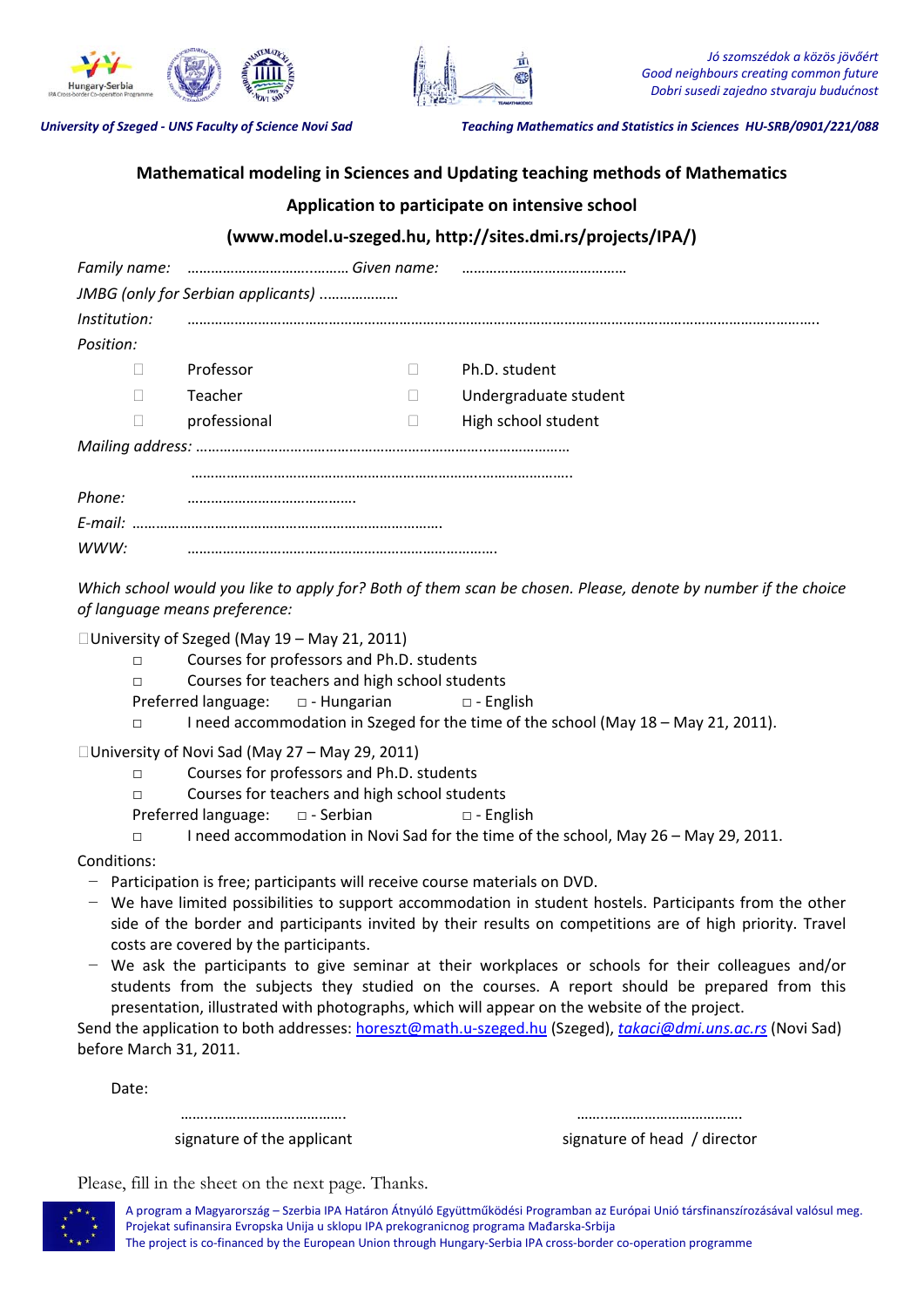*Jó szomszédok a közös jövőért*
*Good neighbours creating common future*
*Dobri susedi zajedno stvaraju budućnost*

***University of Szeged - UNS Faculty of Science Novi Sad*** ***Teaching Mathematics and Statistics in Sciences HU-SRB/0901/221/088***

**Mathematical modeling in Sciences and Updating teaching methods of Mathematics**

**Application to participate on intensive school**

**(www.model.u-szeged.hu, http://sites.dmi.rs/projects/IPA/)**

*Family name:* …………………………..……. *Given name:* ……………………………………

*JMBG (only for Serbian applicants)* ……………….

*Institution:* …………………………………………………………………………………………………………………………………………

*Position:*

- ☐ Professor
- ☐ Teacher
- ☐ professional
- ☐ Ph.D. student
- ☐ Undergraduate student
- ☐ High school student

*Mailing address:* …………………………………………………………………..…………………

…………………………………………………………………….……………………

*Phone:* ……………………………………

*E-mail:* ……………………………………………………………………

*WWW:* ……………………………………………………………………

*Which school would you like to apply for? Both of them scan be chosen. Please, denote by number if the choice of language means preference:*

☐University of Szeged (May 19 – May 21, 2011)

- ☐ Courses for professors and Ph.D. students
- ☐ Courses for teachers and high school students
- Preferred language: ☐ - Hungarian ☐ - English
- ☐ I need accommodation in Szeged for the time of the school (May 18 – May 21, 2011).

☐University of Novi Sad (May 27 – May 29, 2011)

- ☐ Courses for professors and Ph.D. students
- ☐ Courses for teachers and high school students
- Preferred language: ☐ - Serbian ☐ - English
- ☐ I need accommodation in Novi Sad for the time of the school, May 26 – May 29, 2011.

Conditions:

- Participation is free; participants will receive course materials on DVD.
- We have limited possibilities to support accommodation in student hostels. Participants from the other side of the border and participants invited by their results on competitions are of high priority. Travel costs are covered by the participants.
- We ask the participants to give seminar at their workplaces or schools for their colleagues and/or students from the subjects they studied on the courses. A report should be prepared from this presentation, illustrated with photographs, which will appear on the website of the project.

Send the application to both addresses: horeszt@math.u-szeged.hu (Szeged), *takaci@dmi.uns.ac.rs* (Novi Sad) before March 31, 2011.

Date:

……..………………………….. ……..…………………………..

signature of the applicant signature of head / director

Please, fill in the sheet on the next page. Thanks.

A program a Magyarország – Szerbia IPA Határon Átnyúló Együttműködési Programban az Európai Unió társfinanszírozásával valósul meg.
Projekat sufinansira Evropska Unija u sklopu IPA prekograničnog programa Mađarska-Srbija
The project is co-financed by the European Union through Hungary-Serbia IPA cross-border co-operation programme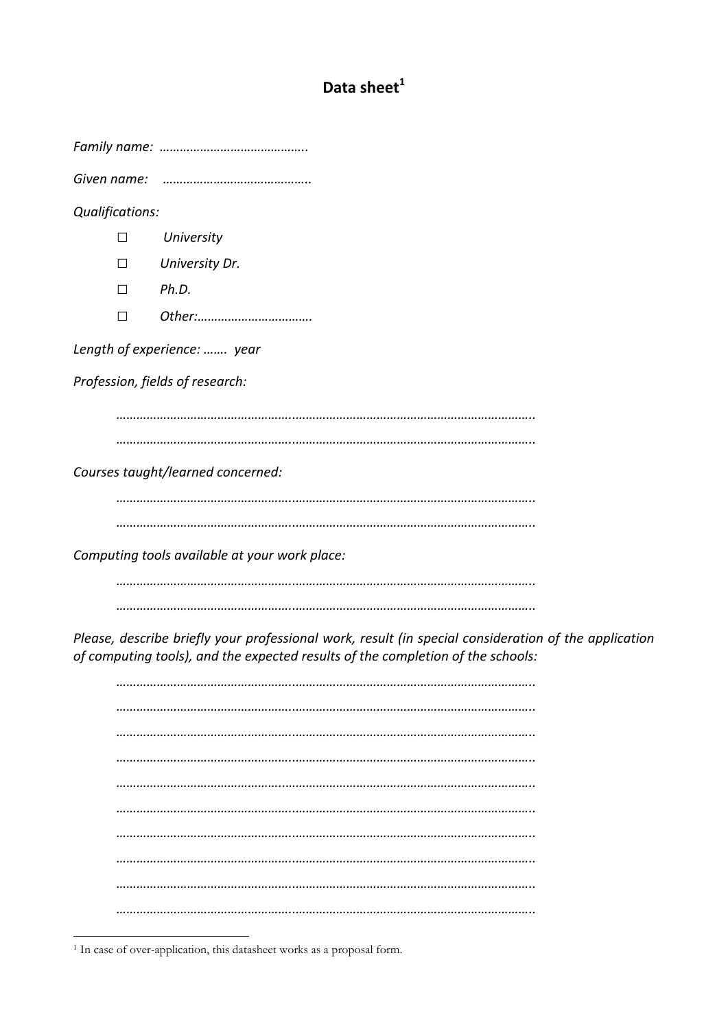# Data sheet[1]

*Family name: ……………………………………..*

*Given name: ……………………………………..*

*Qualifications:*

- ☐ *University*
- ☐ *University Dr.*
- ☐ *Ph.D.*
- ☐ *Other:…………………………….*

*Length of experience: ……. year*

*Profession, fields of research:*

*…………………………………………………………………………………………………………..*

*…………………………………………………………………………………………………………..*

*Courses taught/learned concerned:*

*…………………………………………………………………………………………………………..*

*…………………………………………………………………………………………………………..*

*Computing tools available at your work place:*

*…………………………………………………………………………………………………………..*

*…………………………………………………………………………………………………………..*

*Please, describe briefly your professional work, result (in special consideration of the application of computing tools), and the expected results of the completion of the schools:*

*…………………………………………………………………………………………………………..*

*…………………………………………………………………………………………………………..*

*…………………………………………………………………………………………………………..*

*…………………………………………………………………………………………………………..*

*…………………………………………………………………………………………………………..*

*…………………………………………………………………………………………………………..*

*…………………………………………………………………………………………………………..*

*…………………………………………………………………………………………………………..*

*…………………………………………………………………………………………………………..*

*…………………………………………………………………………………………………………..*

---

[1] In case of over-application, this datasheet works as a proposal form.